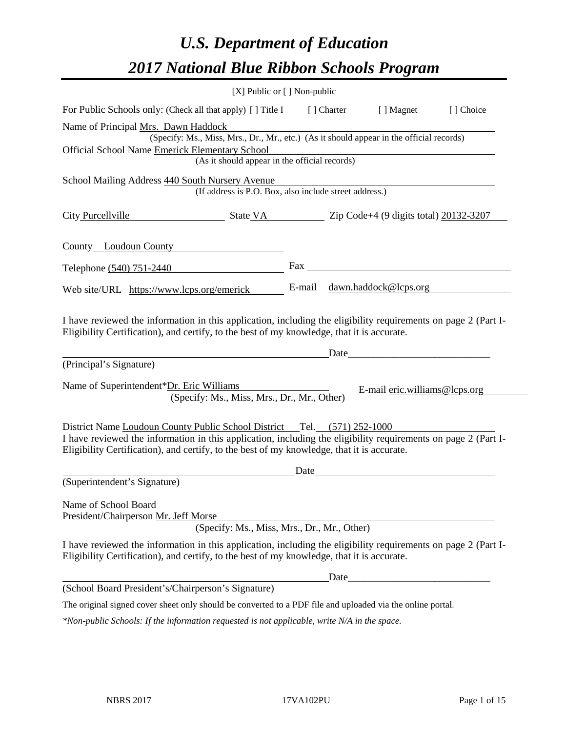# *U.S. Department of Education*

# *2017 National Blue Ribbon Schools Program*

[X] Public or [ ] Non-public

For Public Schools only: (Check all that apply) [ ] Title I [ ] Charter [ ] Magnet [ ] Choice

Name of Principal Mrs. Dawn Haddock
(Specify: Ms., Miss, Mrs., Dr., Mr., etc.) (As it should appear in the official records)

Official School Name Emerick Elementary School
(As it should appear in the official records)

School Mailing Address 440 South Nursery Avenue
(If address is P.O. Box, also include street address.)

City Purcellville State VA Zip Code+4 (9 digits total) 20132-3207

County Loudoun County

Telephone (540) 751-2440 Fax

Web site/URL https://www.lcps.org/emerick E-mail dawn.haddock@lcps.org

I have reviewed the information in this application, including the eligibility requirements on page 2 (Part I-Eligibility Certification), and certify, to the best of my knowledge, that it is accurate.

_______________________________________ Date___________________________

(Principal's Signature)

Name of Superintendent*Dr. Eric Williams E-mail eric.williams@lcps.org
(Specify: Ms., Miss, Mrs., Dr., Mr., Other)

District Name Loudoun County Public School District Tel. (571) 252-1000

I have reviewed the information in this application, including the eligibility requirements on page 2 (Part I-Eligibility Certification), and certify, to the best of my knowledge, that it is accurate.

_______________________________________ Date___________________________

(Superintendent's Signature)

Name of School Board
President/Chairperson Mr. Jeff Morse
(Specify: Ms., Miss, Mrs., Dr., Mr., Other)

I have reviewed the information in this application, including the eligibility requirements on page 2 (Part I-Eligibility Certification), and certify, to the best of my knowledge, that it is accurate.

_______________________________________ Date___________________________

(School Board President's/Chairperson's Signature)

The original signed cover sheet only should be converted to a PDF file and uploaded via the online portal.

*\*Non-public Schools: If the information requested is not applicable, write N/A in the space.*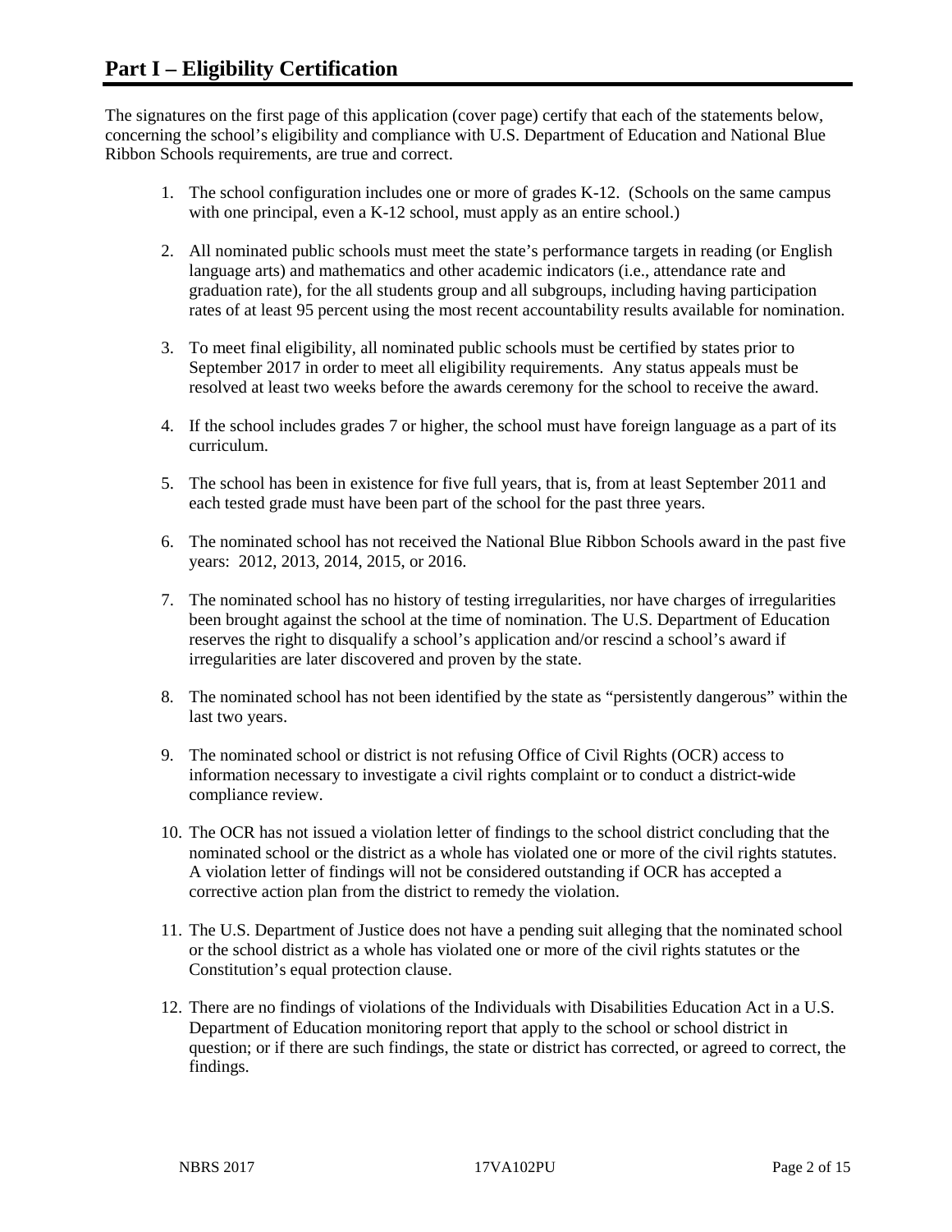# Part I – Eligibility Certification

The signatures on the first page of this application (cover page) certify that each of the statements below, concerning the school's eligibility and compliance with U.S. Department of Education and National Blue Ribbon Schools requirements, are true and correct.

1. The school configuration includes one or more of grades K-12. (Schools on the same campus with one principal, even a K-12 school, must apply as an entire school.)

2. All nominated public schools must meet the state's performance targets in reading (or English language arts) and mathematics and other academic indicators (i.e., attendance rate and graduation rate), for the all students group and all subgroups, including having participation rates of at least 95 percent using the most recent accountability results available for nomination.

3. To meet final eligibility, all nominated public schools must be certified by states prior to September 2017 in order to meet all eligibility requirements. Any status appeals must be resolved at least two weeks before the awards ceremony for the school to receive the award.

4. If the school includes grades 7 or higher, the school must have foreign language as a part of its curriculum.

5. The school has been in existence for five full years, that is, from at least September 2011 and each tested grade must have been part of the school for the past three years.

6. The nominated school has not received the National Blue Ribbon Schools award in the past five years: 2012, 2013, 2014, 2015, or 2016.

7. The nominated school has no history of testing irregularities, nor have charges of irregularities been brought against the school at the time of nomination. The U.S. Department of Education reserves the right to disqualify a school's application and/or rescind a school's award if irregularities are later discovered and proven by the state.

8. The nominated school has not been identified by the state as "persistently dangerous" within the last two years.

9. The nominated school or district is not refusing Office of Civil Rights (OCR) access to information necessary to investigate a civil rights complaint or to conduct a district-wide compliance review.

10. The OCR has not issued a violation letter of findings to the school district concluding that the nominated school or the district as a whole has violated one or more of the civil rights statutes. A violation letter of findings will not be considered outstanding if OCR has accepted a corrective action plan from the district to remedy the violation.

11. The U.S. Department of Justice does not have a pending suit alleging that the nominated school or the school district as a whole has violated one or more of the civil rights statutes or the Constitution's equal protection clause.

12. There are no findings of violations of the Individuals with Disabilities Education Act in a U.S. Department of Education monitoring report that apply to the school or school district in question; or if there are such findings, the state or district has corrected, or agreed to correct, the findings.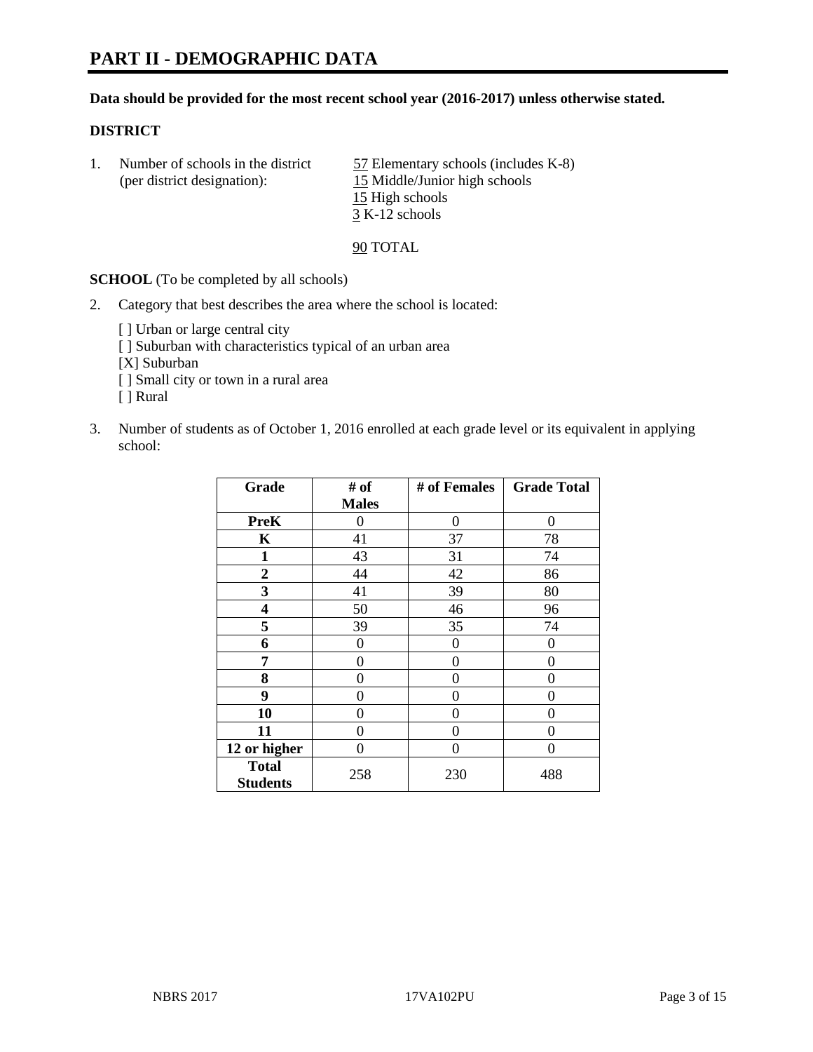# PART II - DEMOGRAPHIC DATA

**Data should be provided for the most recent school year (2016-2017) unless otherwise stated.**

**DISTRICT**

1. Number of schools in the district (per district designation):
   - 57 Elementary schools (includes K-8)
   - 15 Middle/Junior high schools
   - 15 High schools
   - 3 K-12 schools

   90 TOTAL

**SCHOOL** (To be completed by all schools)

2. Category that best describes the area where the school is located:

   [ ] Urban or large central city
   [ ] Suburban with characteristics typical of an urban area
   [X] Suburban
   [ ] Small city or town in a rural area
   [ ] Rural

3. Number of students as of October 1, 2016 enrolled at each grade level or its equivalent in applying school:

| Grade | # of Males | # of Females | Grade Total |
|---|---|---|---|
| PreK | 0 | 0 | 0 |
| K | 41 | 37 | 78 |
| 1 | 43 | 31 | 74 |
| 2 | 44 | 42 | 86 |
| 3 | 41 | 39 | 80 |
| 4 | 50 | 46 | 96 |
| 5 | 39 | 35 | 74 |
| 6 | 0 | 0 | 0 |
| 7 | 0 | 0 | 0 |
| 8 | 0 | 0 | 0 |
| 9 | 0 | 0 | 0 |
| 10 | 0 | 0 | 0 |
| 11 | 0 | 0 | 0 |
| 12 or higher | 0 | 0 | 0 |
| **Total Students** | 258 | 230 | 488 |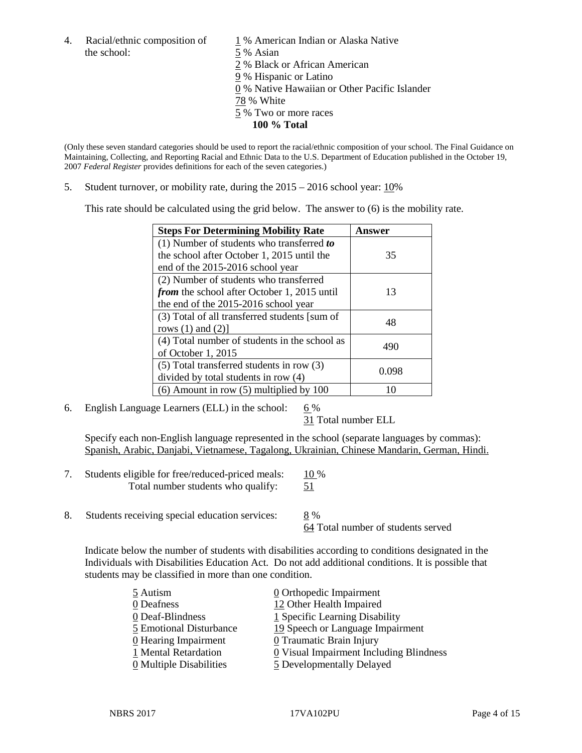4. Racial/ethnic composition of the school:

1 % American Indian or Alaska Native
5 % Asian
2 % Black or African American
9 % Hispanic or Latino
0 % Native Hawaiian or Other Pacific Islander
78 % White
5 % Two or more races
**100 % Total**

(Only these seven standard categories should be used to report the racial/ethnic composition of your school. The Final Guidance on Maintaining, Collecting, and Reporting Racial and Ethnic Data to the U.S. Department of Education published in the October 19, 2007 *Federal Register* provides definitions for each of the seven categories.)

5. Student turnover, or mobility rate, during the 2015 – 2016 school year: 10%

This rate should be calculated using the grid below. The answer to (6) is the mobility rate.

| **Steps For Determining Mobility Rate** | **Answer** |
|---|---|
| (1) Number of students who transferred ***to*** the school after October 1, 2015 until the end of the 2015-2016 school year | 35 |
| (2) Number of students who transferred ***from*** the school after October 1, 2015 until the end of the 2015-2016 school year | 13 |
| (3) Total of all transferred students [sum of rows (1) and (2)] | 48 |
| (4) Total number of students in the school as of October 1, 2015 | 490 |
| (5) Total transferred students in row (3) divided by total students in row (4) | 0.098 |
| (6) Amount in row (5) multiplied by 100 | 10 |

6. English Language Learners (ELL) in the school: 6 %
31 Total number ELL

Specify each non-English language represented in the school (separate languages by commas):
Spanish, Arabic, Danjabi, Vietnamese, Tagalong, Ukrainian, Chinese Mandarin, German, Hindi.

7. Students eligible for free/reduced-priced meals: 10 %
Total number students who qualify: 51

8. Students receiving special education services: 8 %
64 Total number of students served

Indicate below the number of students with disabilities according to conditions designated in the Individuals with Disabilities Education Act. Do not add additional conditions. It is possible that students may be classified in more than one condition.

5 Autism
0 Deafness
0 Deaf-Blindness
5 Emotional Disturbance
0 Hearing Impairment
1 Mental Retardation
0 Multiple Disabilities
0 Orthopedic Impairment
12 Other Health Impaired
1 Specific Learning Disability
19 Speech or Language Impairment
0 Traumatic Brain Injury
0 Visual Impairment Including Blindness
5 Developmentally Delayed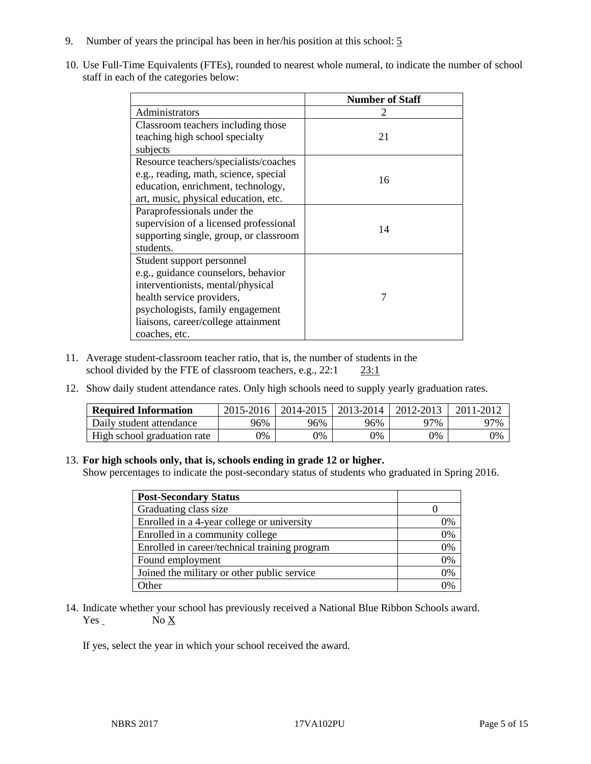9. Number of years the principal has been in her/his position at this school: 5

10. Use Full-Time Equivalents (FTEs), rounded to nearest whole numeral, to indicate the number of school staff in each of the categories below:

| | Number of Staff |
|---|---|
| Administrators | 2 |
| Classroom teachers including those teaching high school specialty subjects | 21 |
| Resource teachers/specialists/coaches e.g., reading, math, science, special education, enrichment, technology, art, music, physical education, etc. | 16 |
| Paraprofessionals under the supervision of a licensed professional supporting single, group, or classroom students. | 14 |
| Student support personnel e.g., guidance counselors, behavior interventionists, mental/physical health service providers, psychologists, family engagement liaisons, career/college attainment coaches, etc. | 7 |

11. Average student-classroom teacher ratio, that is, the number of students in the school divided by the FTE of classroom teachers, e.g., 22:1 23:1

12. Show daily student attendance rates. Only high schools need to supply yearly graduation rates.

| Required Information | 2015-2016 | 2014-2015 | 2013-2014 | 2012-2013 | 2011-2012 |
|---|---|---|---|---|---|
| Daily student attendance | 96% | 96% | 96% | 97% | 97% |
| High school graduation rate | 0% | 0% | 0% | 0% | 0% |

13. **For high schools only, that is, schools ending in grade 12 or higher.**
Show percentages to indicate the post-secondary status of students who graduated in Spring 2016.

| Post-Secondary Status | |
|---|---|
| Graduating class size | 0 |
| Enrolled in a 4-year college or university | 0% |
| Enrolled in a community college | 0% |
| Enrolled in career/technical training program | 0% |
| Found employment | 0% |
| Joined the military or other public service | 0% |
| Other | 0% |

14. Indicate whether your school has previously received a National Blue Ribbon Schools award.
Yes No X

If yes, select the year in which your school received the award.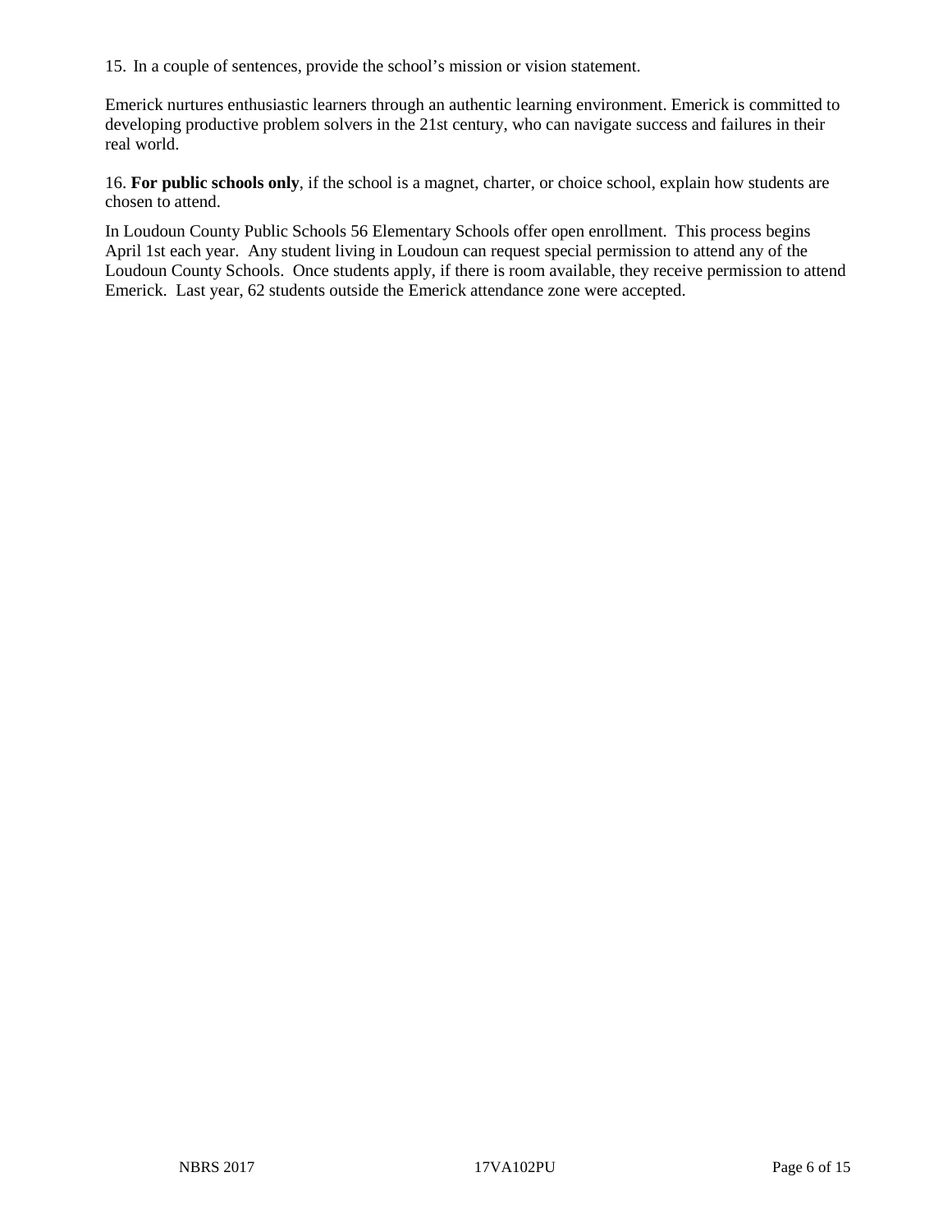15. In a couple of sentences, provide the school's mission or vision statement.

Emerick nurtures enthusiastic learners through an authentic learning environment. Emerick is committed to developing productive problem solvers in the 21st century, who can navigate success and failures in their real world.

16. **For public schools only**, if the school is a magnet, charter, or choice school, explain how students are chosen to attend.

In Loudoun County Public Schools 56 Elementary Schools offer open enrollment. This process begins April 1st each year. Any student living in Loudoun can request special permission to attend any of the Loudoun County Schools. Once students apply, if there is room available, they receive permission to attend Emerick. Last year, 62 students outside the Emerick attendance zone were accepted.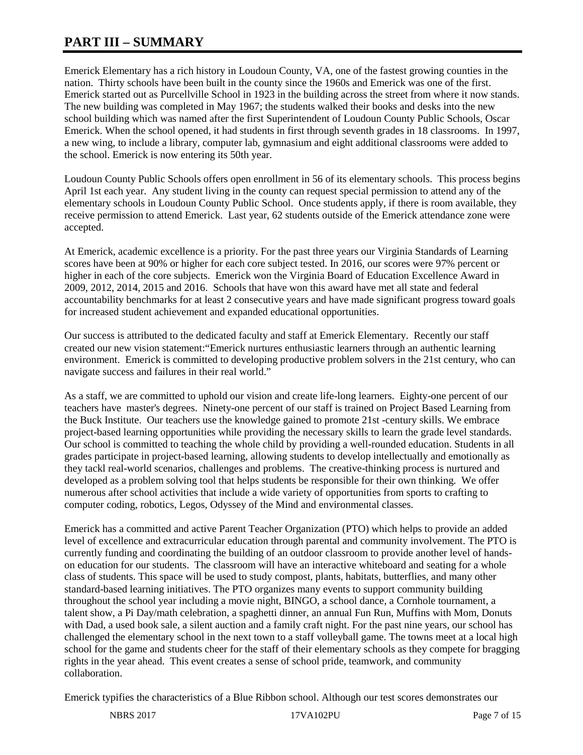# PART III – SUMMARY

Emerick Elementary has a rich history in Loudoun County, VA, one of the fastest growing counties in the nation. Thirty schools have been built in the county since the 1960s and Emerick was one of the first. Emerick started out as Purcellville School in 1923 in the building across the street from where it now stands. The new building was completed in May 1967; the students walked their books and desks into the new school building which was named after the first Superintendent of Loudoun County Public Schools, Oscar Emerick. When the school opened, it had students in first through seventh grades in 18 classrooms. In 1997, a new wing, to include a library, computer lab, gymnasium and eight additional classrooms were added to the school. Emerick is now entering its 50th year.

Loudoun County Public Schools offers open enrollment in 56 of its elementary schools. This process begins April 1st each year. Any student living in the county can request special permission to attend any of the elementary schools in Loudoun County Public School. Once students apply, if there is room available, they receive permission to attend Emerick. Last year, 62 students outside of the Emerick attendance zone were accepted.

At Emerick, academic excellence is a priority. For the past three years our Virginia Standards of Learning scores have been at 90% or higher for each core subject tested. In 2016, our scores were 97% percent or higher in each of the core subjects. Emerick won the Virginia Board of Education Excellence Award in 2009, 2012, 2014, 2015 and 2016. Schools that have won this award have met all state and federal accountability benchmarks for at least 2 consecutive years and have made significant progress toward goals for increased student achievement and expanded educational opportunities.

Our success is attributed to the dedicated faculty and staff at Emerick Elementary. Recently our staff created our new vision statement:"Emerick nurtures enthusiastic learners through an authentic learning environment. Emerick is committed to developing productive problem solvers in the 21st century, who can navigate success and failures in their real world."

As a staff, we are committed to uphold our vision and create life-long learners. Eighty-one percent of our teachers have master's degrees. Ninety-one percent of our staff is trained on Project Based Learning from the Buck Institute. Our teachers use the knowledge gained to promote 21st -century skills. We embrace project-based learning opportunities while providing the necessary skills to learn the grade level standards. Our school is committed to teaching the whole child by providing a well-rounded education. Students in all grades participate in project-based learning, allowing students to develop intellectually and emotionally as they tackl real-world scenarios, challenges and problems. The creative-thinking process is nurtured and developed as a problem solving tool that helps students be responsible for their own thinking. We offer numerous after school activities that include a wide variety of opportunities from sports to crafting to computer coding, robotics, Legos, Odyssey of the Mind and environmental classes.

Emerick has a committed and active Parent Teacher Organization (PTO) which helps to provide an added level of excellence and extracurricular education through parental and community involvement. The PTO is currently funding and coordinating the building of an outdoor classroom to provide another level of hands-on education for our students. The classroom will have an interactive whiteboard and seating for a whole class of students. This space will be used to study compost, plants, habitats, butterflies, and many other standard-based learning initiatives. The PTO organizes many events to support community building throughout the school year including a movie night, BINGO, a school dance, a Cornhole tournament, a talent show, a Pi Day/math celebration, a spaghetti dinner, an annual Fun Run, Muffins with Mom, Donuts with Dad, a used book sale, a silent auction and a family craft night. For the past nine years, our school has challenged the elementary school in the next town to a staff volleyball game. The towns meet at a local high school for the game and students cheer for the staff of their elementary schools as they compete for bragging rights in the year ahead. This event creates a sense of school pride, teamwork, and community collaboration.

Emerick typifies the characteristics of a Blue Ribbon school. Although our test scores demonstrates our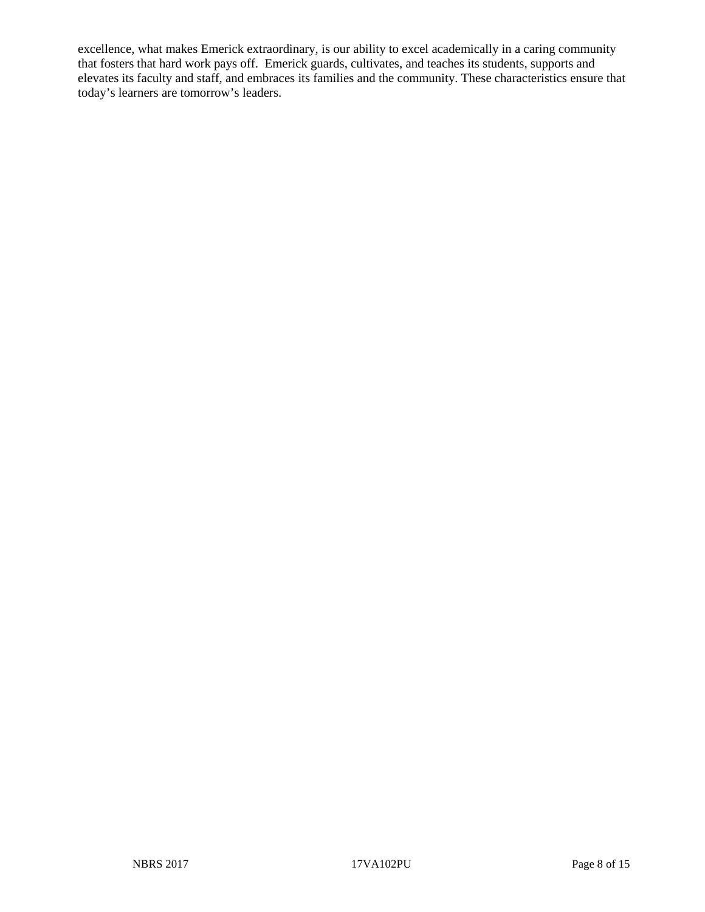excellence, what makes Emerick extraordinary, is our ability to excel academically in a caring community that fosters that hard work pays off. Emerick guards, cultivates, and teaches its students, supports and elevates its faculty and staff, and embraces its families and the community. These characteristics ensure that today's learners are tomorrow's leaders.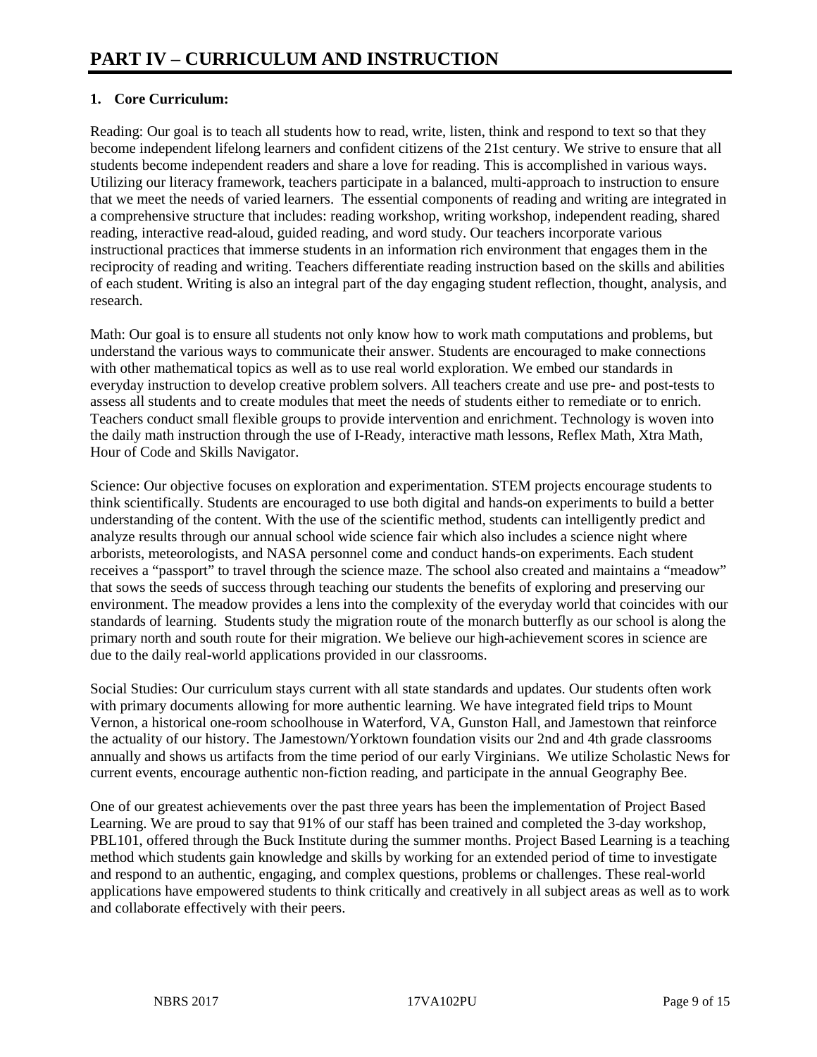# PART IV – CURRICULUM AND INSTRUCTION

## 1. Core Curriculum:

Reading: Our goal is to teach all students how to read, write, listen, think and respond to text so that they become independent lifelong learners and confident citizens of the 21st century. We strive to ensure that all students become independent readers and share a love for reading. This is accomplished in various ways. Utilizing our literacy framework, teachers participate in a balanced, multi-approach to instruction to ensure that we meet the needs of varied learners. The essential components of reading and writing are integrated in a comprehensive structure that includes: reading workshop, writing workshop, independent reading, shared reading, interactive read-aloud, guided reading, and word study. Our teachers incorporate various instructional practices that immerse students in an information rich environment that engages them in the reciprocity of reading and writing. Teachers differentiate reading instruction based on the skills and abilities of each student. Writing is also an integral part of the day engaging student reflection, thought, analysis, and research.

Math: Our goal is to ensure all students not only know how to work math computations and problems, but understand the various ways to communicate their answer. Students are encouraged to make connections with other mathematical topics as well as to use real world exploration. We embed our standards in everyday instruction to develop creative problem solvers. All teachers create and use pre- and post-tests to assess all students and to create modules that meet the needs of students either to remediate or to enrich. Teachers conduct small flexible groups to provide intervention and enrichment. Technology is woven into the daily math instruction through the use of I-Ready, interactive math lessons, Reflex Math, Xtra Math, Hour of Code and Skills Navigator.

Science: Our objective focuses on exploration and experimentation. STEM projects encourage students to think scientifically. Students are encouraged to use both digital and hands-on experiments to build a better understanding of the content. With the use of the scientific method, students can intelligently predict and analyze results through our annual school wide science fair which also includes a science night where arborists, meteorologists, and NASA personnel come and conduct hands-on experiments. Each student receives a "passport" to travel through the science maze. The school also created and maintains a "meadow" that sows the seeds of success through teaching our students the benefits of exploring and preserving our environment. The meadow provides a lens into the complexity of the everyday world that coincides with our standards of learning. Students study the migration route of the monarch butterfly as our school is along the primary north and south route for their migration. We believe our high-achievement scores in science are due to the daily real-world applications provided in our classrooms.

Social Studies: Our curriculum stays current with all state standards and updates. Our students often work with primary documents allowing for more authentic learning. We have integrated field trips to Mount Vernon, a historical one-room schoolhouse in Waterford, VA, Gunston Hall, and Jamestown that reinforce the actuality of our history. The Jamestown/Yorktown foundation visits our 2nd and 4th grade classrooms annually and shows us artifacts from the time period of our early Virginians. We utilize Scholastic News for current events, encourage authentic non-fiction reading, and participate in the annual Geography Bee.

One of our greatest achievements over the past three years has been the implementation of Project Based Learning. We are proud to say that 91% of our staff has been trained and completed the 3-day workshop, PBL101, offered through the Buck Institute during the summer months. Project Based Learning is a teaching method which students gain knowledge and skills by working for an extended period of time to investigate and respond to an authentic, engaging, and complex questions, problems or challenges. These real-world applications have empowered students to think critically and creatively in all subject areas as well as to work and collaborate effectively with their peers.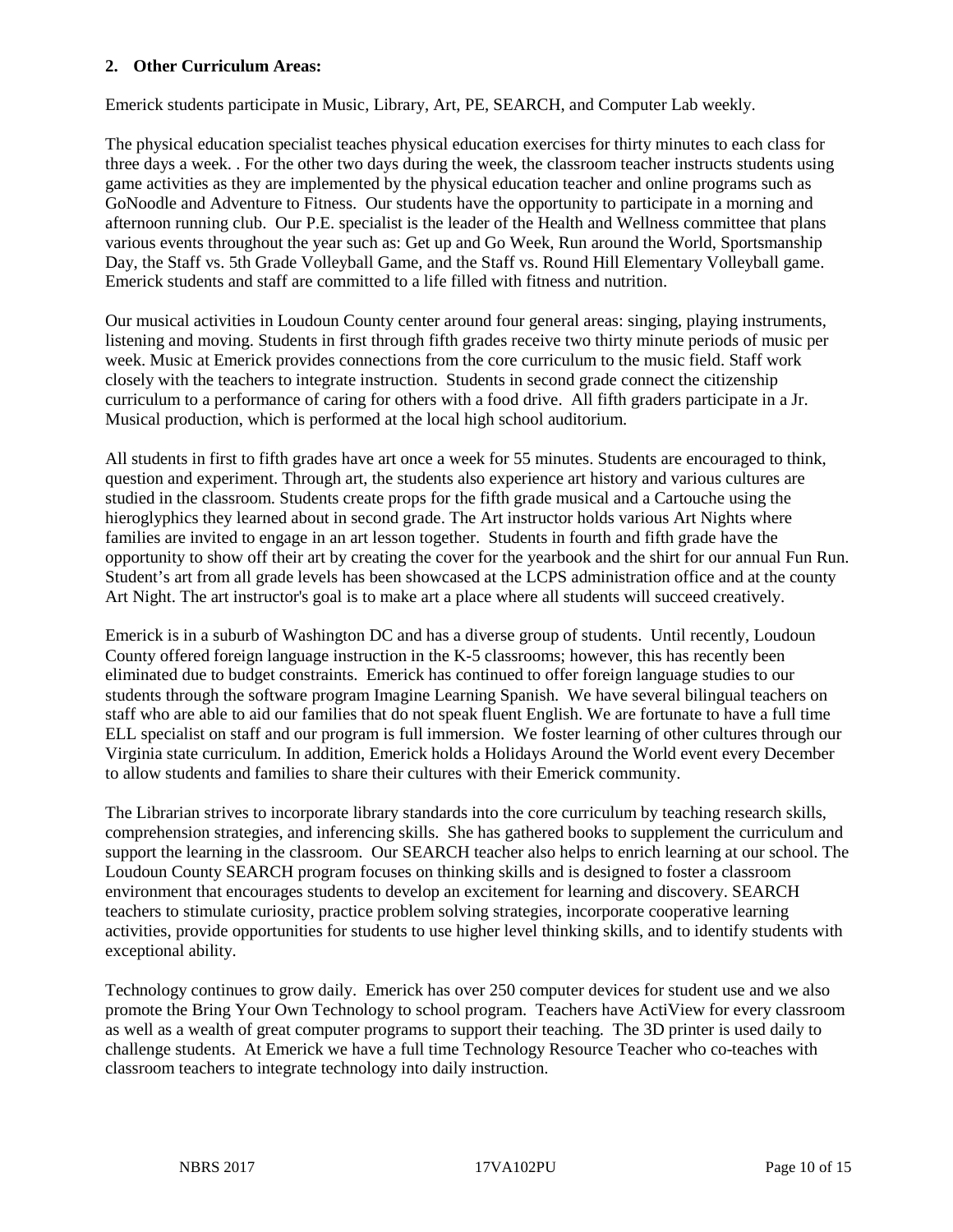**2. Other Curriculum Areas:**

Emerick students participate in Music, Library, Art, PE, SEARCH, and Computer Lab weekly.

The physical education specialist teaches physical education exercises for thirty minutes to each class for three days a week. . For the other two days during the week, the classroom teacher instructs students using game activities as they are implemented by the physical education teacher and online programs such as GoNoodle and Adventure to Fitness. Our students have the opportunity to participate in a morning and afternoon running club. Our P.E. specialist is the leader of the Health and Wellness committee that plans various events throughout the year such as: Get up and Go Week, Run around the World, Sportsmanship Day, the Staff vs. 5th Grade Volleyball Game, and the Staff vs. Round Hill Elementary Volleyball game. Emerick students and staff are committed to a life filled with fitness and nutrition.

Our musical activities in Loudoun County center around four general areas: singing, playing instruments, listening and moving. Students in first through fifth grades receive two thirty minute periods of music per week. Music at Emerick provides connections from the core curriculum to the music field. Staff work closely with the teachers to integrate instruction. Students in second grade connect the citizenship curriculum to a performance of caring for others with a food drive. All fifth graders participate in a Jr. Musical production, which is performed at the local high school auditorium.

All students in first to fifth grades have art once a week for 55 minutes. Students are encouraged to think, question and experiment. Through art, the students also experience art history and various cultures are studied in the classroom. Students create props for the fifth grade musical and a Cartouche using the hieroglyphics they learned about in second grade. The Art instructor holds various Art Nights where families are invited to engage in an art lesson together. Students in fourth and fifth grade have the opportunity to show off their art by creating the cover for the yearbook and the shirt for our annual Fun Run. Student's art from all grade levels has been showcased at the LCPS administration office and at the county Art Night. The art instructor's goal is to make art a place where all students will succeed creatively.

Emerick is in a suburb of Washington DC and has a diverse group of students. Until recently, Loudoun County offered foreign language instruction in the K-5 classrooms; however, this has recently been eliminated due to budget constraints. Emerick has continued to offer foreign language studies to our students through the software program Imagine Learning Spanish. We have several bilingual teachers on staff who are able to aid our families that do not speak fluent English. We are fortunate to have a full time ELL specialist on staff and our program is full immersion. We foster learning of other cultures through our Virginia state curriculum. In addition, Emerick holds a Holidays Around the World event every December to allow students and families to share their cultures with their Emerick community.

The Librarian strives to incorporate library standards into the core curriculum by teaching research skills, comprehension strategies, and inferencing skills. She has gathered books to supplement the curriculum and support the learning in the classroom. Our SEARCH teacher also helps to enrich learning at our school. The Loudoun County SEARCH program focuses on thinking skills and is designed to foster a classroom environment that encourages students to develop an excitement for learning and discovery. SEARCH teachers to stimulate curiosity, practice problem solving strategies, incorporate cooperative learning activities, provide opportunities for students to use higher level thinking skills, and to identify students with exceptional ability.

Technology continues to grow daily. Emerick has over 250 computer devices for student use and we also promote the Bring Your Own Technology to school program. Teachers have ActiView for every classroom as well as a wealth of great computer programs to support their teaching. The 3D printer is used daily to challenge students. At Emerick we have a full time Technology Resource Teacher who co-teaches with classroom teachers to integrate technology into daily instruction.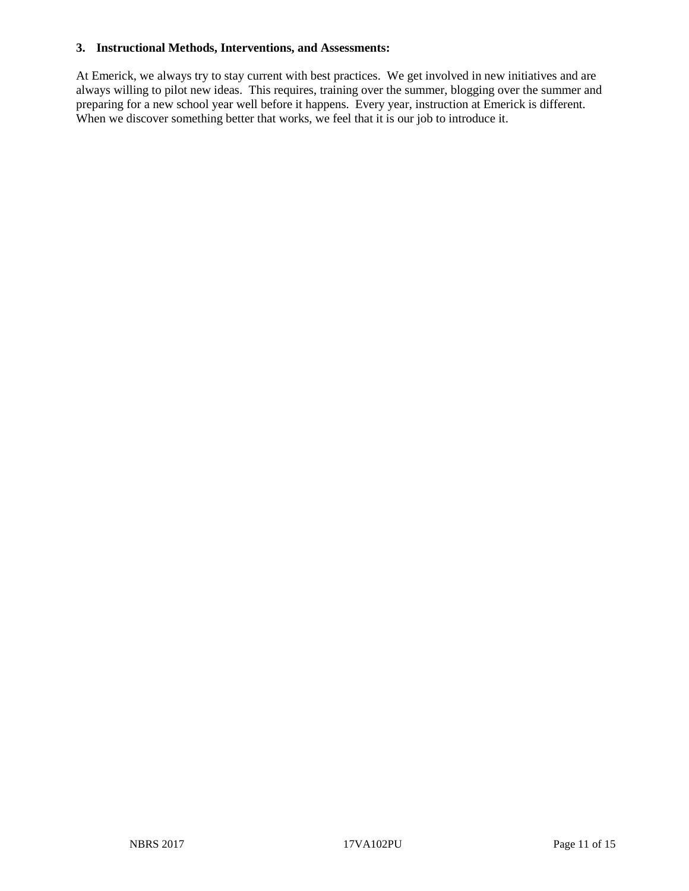### 3. Instructional Methods, Interventions, and Assessments:

At Emerick, we always try to stay current with best practices. We get involved in new initiatives and are always willing to pilot new ideas. This requires, training over the summer, blogging over the summer and preparing for a new school year well before it happens. Every year, instruction at Emerick is different. When we discover something better that works, we feel that it is our job to introduce it.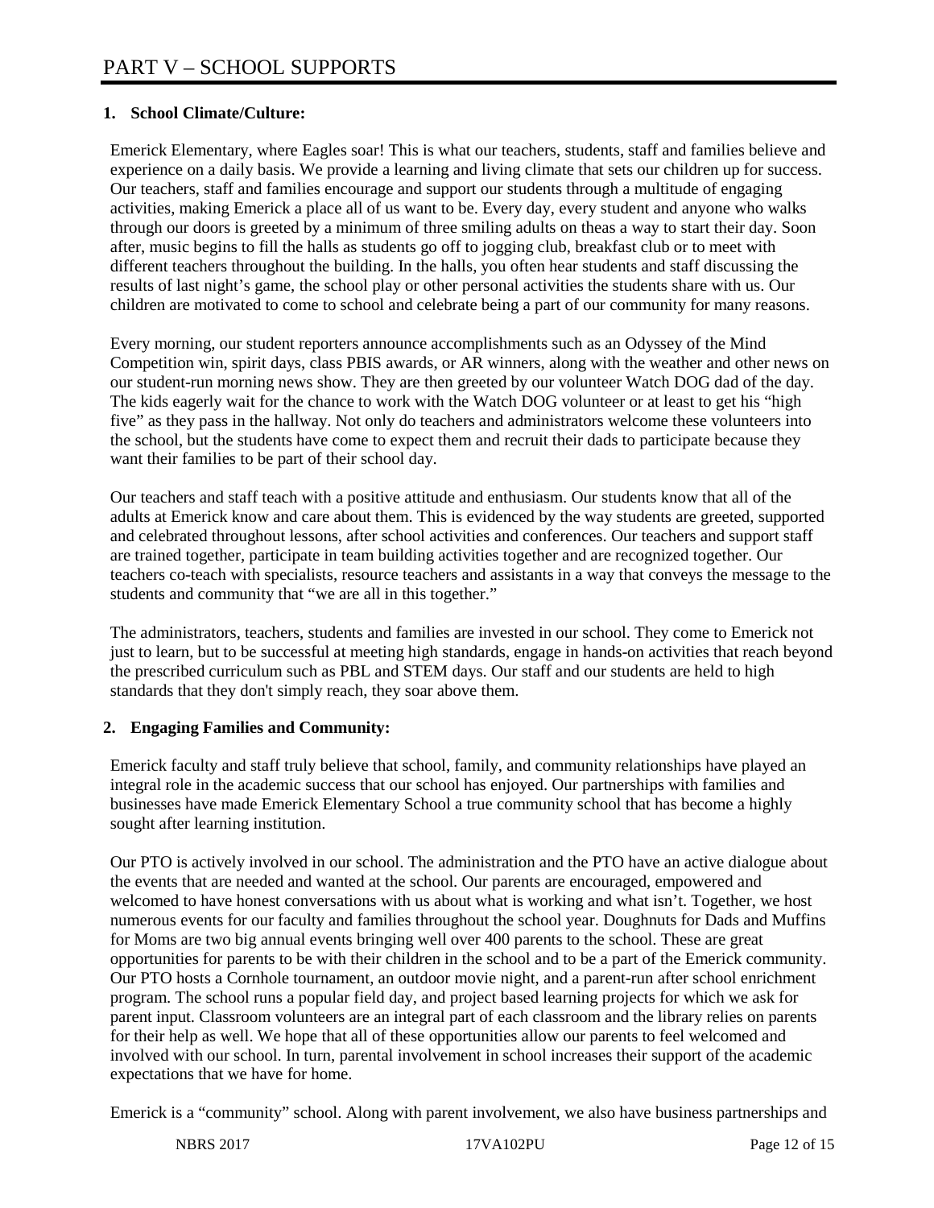# PART V – SCHOOL SUPPORTS

**1. School Climate/Culture:**

Emerick Elementary, where Eagles soar! This is what our teachers, students, staff and families believe and experience on a daily basis. We provide a learning and living climate that sets our children up for success. Our teachers, staff and families encourage and support our students through a multitude of engaging activities, making Emerick a place all of us want to be. Every day, every student and anyone who walks through our doors is greeted by a minimum of three smiling adults on theas a way to start their day. Soon after, music begins to fill the halls as students go off to jogging club, breakfast club or to meet with different teachers throughout the building. In the halls, you often hear students and staff discussing the results of last night's game, the school play or other personal activities the students share with us. Our children are motivated to come to school and celebrate being a part of our community for many reasons.

Every morning, our student reporters announce accomplishments such as an Odyssey of the Mind Competition win, spirit days, class PBIS awards, or AR winners, along with the weather and other news on our student-run morning news show. They are then greeted by our volunteer Watch DOG dad of the day. The kids eagerly wait for the chance to work with the Watch DOG volunteer or at least to get his "high five" as they pass in the hallway. Not only do teachers and administrators welcome these volunteers into the school, but the students have come to expect them and recruit their dads to participate because they want their families to be part of their school day.

Our teachers and staff teach with a positive attitude and enthusiasm. Our students know that all of the adults at Emerick know and care about them. This is evidenced by the way students are greeted, supported and celebrated throughout lessons, after school activities and conferences. Our teachers and support staff are trained together, participate in team building activities together and are recognized together. Our teachers co-teach with specialists, resource teachers and assistants in a way that conveys the message to the students and community that "we are all in this together."

The administrators, teachers, students and families are invested in our school. They come to Emerick not just to learn, but to be successful at meeting high standards, engage in hands-on activities that reach beyond the prescribed curriculum such as PBL and STEM days. Our staff and our students are held to high standards that they don't simply reach, they soar above them.

**2. Engaging Families and Community:**

Emerick faculty and staff truly believe that school, family, and community relationships have played an integral role in the academic success that our school has enjoyed. Our partnerships with families and businesses have made Emerick Elementary School a true community school that has become a highly sought after learning institution.

Our PTO is actively involved in our school. The administration and the PTO have an active dialogue about the events that are needed and wanted at the school. Our parents are encouraged, empowered and welcomed to have honest conversations with us about what is working and what isn't. Together, we host numerous events for our faculty and families throughout the school year. Doughnuts for Dads and Muffins for Moms are two big annual events bringing well over 400 parents to the school. These are great opportunities for parents to be with their children in the school and to be a part of the Emerick community. Our PTO hosts a Cornhole tournament, an outdoor movie night, and a parent-run after school enrichment program. The school runs a popular field day, and project based learning projects for which we ask for parent input. Classroom volunteers are an integral part of each classroom and the library relies on parents for their help as well. We hope that all of these opportunities allow our parents to feel welcomed and involved with our school. In turn, parental involvement in school increases their support of the academic expectations that we have for home.

Emerick is a "community" school. Along with parent involvement, we also have business partnerships and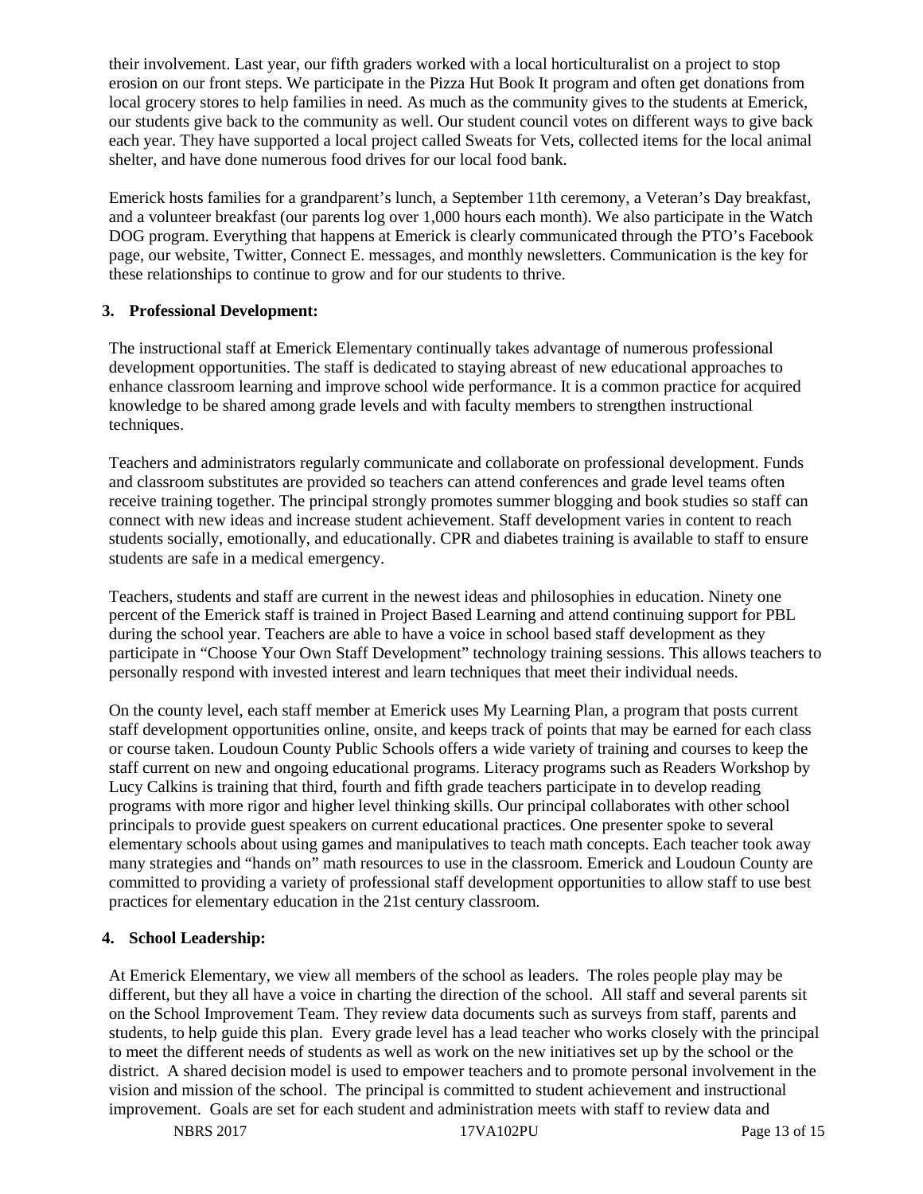their involvement. Last year, our fifth graders worked with a local horticulturalist on a project to stop erosion on our front steps. We participate in the Pizza Hut Book It program and often get donations from local grocery stores to help families in need. As much as the community gives to the students at Emerick, our students give back to the community as well. Our student council votes on different ways to give back each year. They have supported a local project called Sweats for Vets, collected items for the local animal shelter, and have done numerous food drives for our local food bank.

Emerick hosts families for a grandparent's lunch, a September 11th ceremony, a Veteran's Day breakfast, and a volunteer breakfast (our parents log over 1,000 hours each month). We also participate in the Watch DOG program. Everything that happens at Emerick is clearly communicated through the PTO's Facebook page, our website, Twitter, Connect E. messages, and monthly newsletters. Communication is the key for these relationships to continue to grow and for our students to thrive.

**3. Professional Development:**

The instructional staff at Emerick Elementary continually takes advantage of numerous professional development opportunities. The staff is dedicated to staying abreast of new educational approaches to enhance classroom learning and improve school wide performance. It is a common practice for acquired knowledge to be shared among grade levels and with faculty members to strengthen instructional techniques.

Teachers and administrators regularly communicate and collaborate on professional development. Funds and classroom substitutes are provided so teachers can attend conferences and grade level teams often receive training together. The principal strongly promotes summer blogging and book studies so staff can connect with new ideas and increase student achievement. Staff development varies in content to reach students socially, emotionally, and educationally. CPR and diabetes training is available to staff to ensure students are safe in a medical emergency.

Teachers, students and staff are current in the newest ideas and philosophies in education. Ninety one percent of the Emerick staff is trained in Project Based Learning and attend continuing support for PBL during the school year. Teachers are able to have a voice in school based staff development as they participate in "Choose Your Own Staff Development" technology training sessions. This allows teachers to personally respond with invested interest and learn techniques that meet their individual needs.

On the county level, each staff member at Emerick uses My Learning Plan, a program that posts current staff development opportunities online, onsite, and keeps track of points that may be earned for each class or course taken. Loudoun County Public Schools offers a wide variety of training and courses to keep the staff current on new and ongoing educational programs. Literacy programs such as Readers Workshop by Lucy Calkins is training that third, fourth and fifth grade teachers participate in to develop reading programs with more rigor and higher level thinking skills. Our principal collaborates with other school principals to provide guest speakers on current educational practices. One presenter spoke to several elementary schools about using games and manipulatives to teach math concepts. Each teacher took away many strategies and "hands on" math resources to use in the classroom. Emerick and Loudoun County are committed to providing a variety of professional staff development opportunities to allow staff to use best practices for elementary education in the 21st century classroom.

**4. School Leadership:**

At Emerick Elementary, we view all members of the school as leaders. The roles people play may be different, but they all have a voice in charting the direction of the school. All staff and several parents sit on the School Improvement Team. They review data documents such as surveys from staff, parents and students, to help guide this plan. Every grade level has a lead teacher who works closely with the principal to meet the different needs of students as well as work on the new initiatives set up by the school or the district. A shared decision model is used to empower teachers and to promote personal involvement in the vision and mission of the school. The principal is committed to student achievement and instructional improvement. Goals are set for each student and administration meets with staff to review data and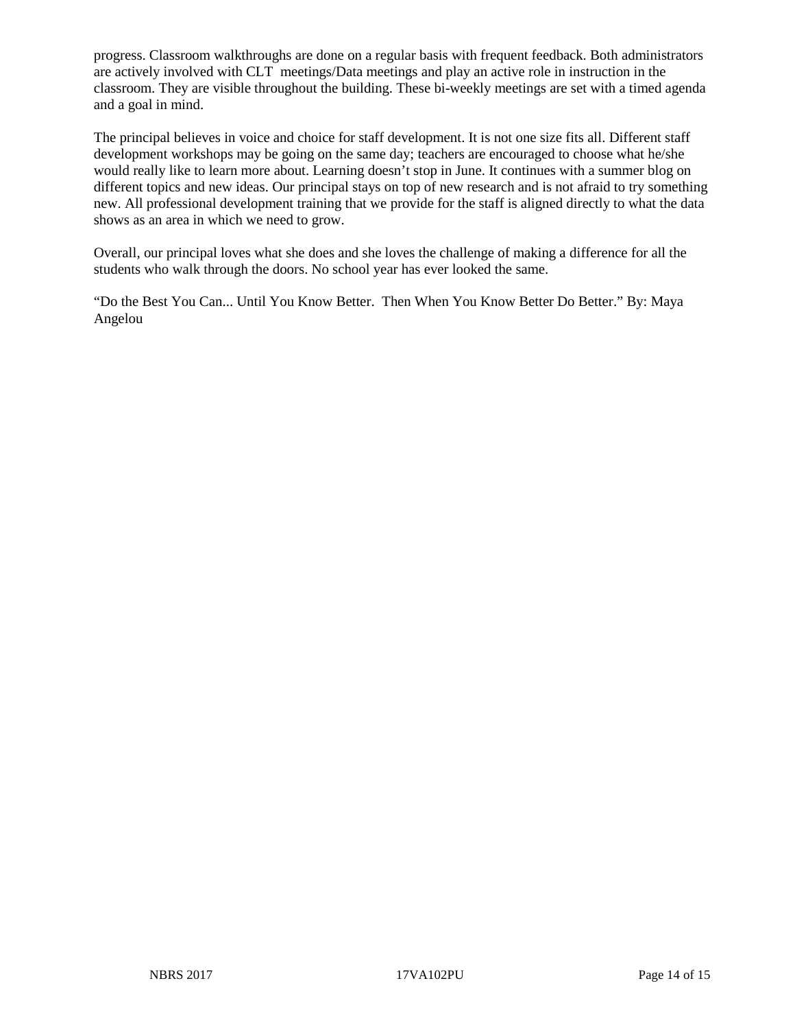progress. Classroom walkthroughs are done on a regular basis with frequent feedback. Both administrators are actively involved with CLT meetings/Data meetings and play an active role in instruction in the classroom. They are visible throughout the building. These bi-weekly meetings are set with a timed agenda and a goal in mind.

The principal believes in voice and choice for staff development. It is not one size fits all. Different staff development workshops may be going on the same day; teachers are encouraged to choose what he/she would really like to learn more about. Learning doesn't stop in June. It continues with a summer blog on different topics and new ideas. Our principal stays on top of new research and is not afraid to try something new. All professional development training that we provide for the staff is aligned directly to what the data shows as an area in which we need to grow.

Overall, our principal loves what she does and she loves the challenge of making a difference for all the students who walk through the doors. No school year has ever looked the same.

"Do the Best You Can... Until You Know Better. Then When You Know Better Do Better." By: Maya Angelou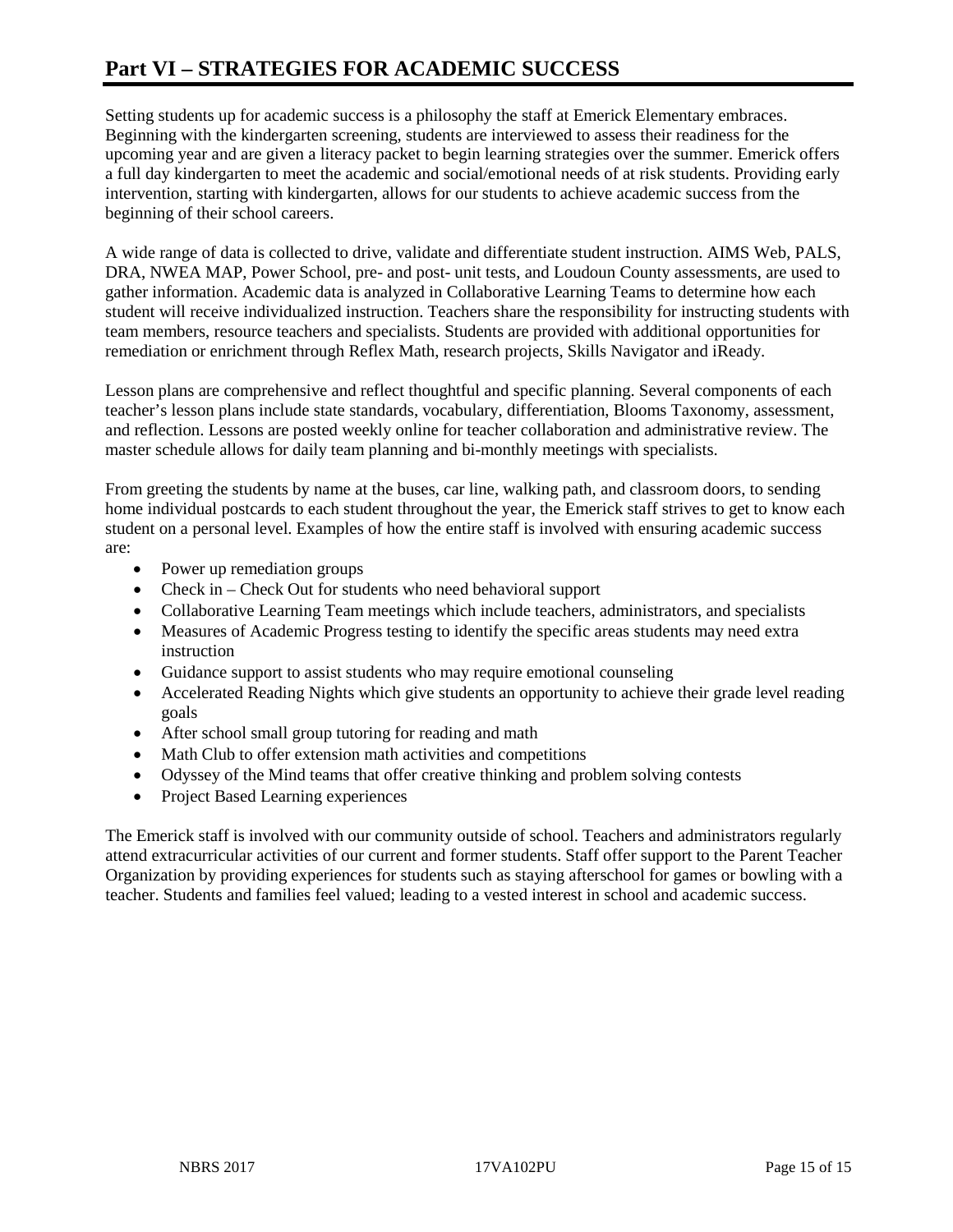# Part VI – STRATEGIES FOR ACADEMIC SUCCESS

Setting students up for academic success is a philosophy the staff at Emerick Elementary embraces. Beginning with the kindergarten screening, students are interviewed to assess their readiness for the upcoming year and are given a literacy packet to begin learning strategies over the summer. Emerick offers a full day kindergarten to meet the academic and social/emotional needs of at risk students. Providing early intervention, starting with kindergarten, allows for our students to achieve academic success from the beginning of their school careers.

A wide range of data is collected to drive, validate and differentiate student instruction. AIMS Web, PALS, DRA, NWEA MAP, Power School, pre- and post- unit tests, and Loudoun County assessments, are used to gather information. Academic data is analyzed in Collaborative Learning Teams to determine how each student will receive individualized instruction. Teachers share the responsibility for instructing students with team members, resource teachers and specialists. Students are provided with additional opportunities for remediation or enrichment through Reflex Math, research projects, Skills Navigator and iReady.

Lesson plans are comprehensive and reflect thoughtful and specific planning. Several components of each teacher's lesson plans include state standards, vocabulary, differentiation, Blooms Taxonomy, assessment, and reflection. Lessons are posted weekly online for teacher collaboration and administrative review. The master schedule allows for daily team planning and bi-monthly meetings with specialists.

From greeting the students by name at the buses, car line, walking path, and classroom doors, to sending home individual postcards to each student throughout the year, the Emerick staff strives to get to know each student on a personal level. Examples of how the entire staff is involved with ensuring academic success are:

- Power up remediation groups
- Check in – Check Out for students who need behavioral support
- Collaborative Learning Team meetings which include teachers, administrators, and specialists
- Measures of Academic Progress testing to identify the specific areas students may need extra instruction
- Guidance support to assist students who may require emotional counseling
- Accelerated Reading Nights which give students an opportunity to achieve their grade level reading goals
- After school small group tutoring for reading and math
- Math Club to offer extension math activities and competitions
- Odyssey of the Mind teams that offer creative thinking and problem solving contests
- Project Based Learning experiences

The Emerick staff is involved with our community outside of school. Teachers and administrators regularly attend extracurricular activities of our current and former students. Staff offer support to the Parent Teacher Organization by providing experiences for students such as staying afterschool for games or bowling with a teacher. Students and families feel valued; leading to a vested interest in school and academic success.